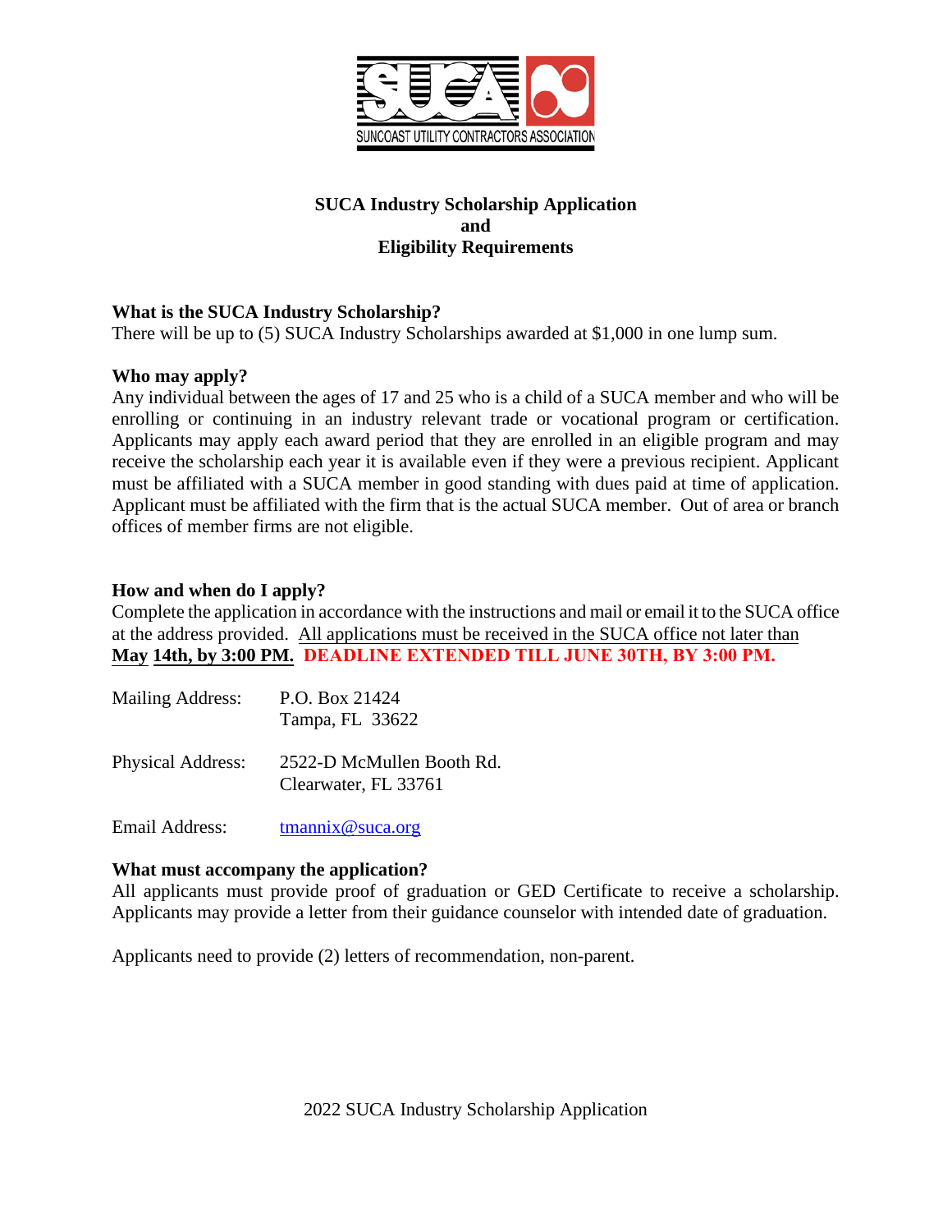SUNCOAST UTILITY CONTRACTORS ASSOCIATION

# SUCA Industry Scholarship Application
# and
# Eligibility Requirements

**What is the SUCA Industry Scholarship?**
There will be up to (5) SUCA Industry Scholarships awarded at $1,000 in one lump sum.

**Who may apply?**
Any individual between the ages of 17 and 25 who is a child of a SUCA member and who will be enrolling or continuing in an industry relevant trade or vocational program or certification. Applicants may apply each award period that they are enrolled in an eligible program and may receive the scholarship each year it is available even if they were a previous recipient. Applicant must be affiliated with a SUCA member in good standing with dues paid at time of application. Applicant must be affiliated with the firm that is the actual SUCA member. Out of area or branch offices of member firms are not eligible.

**How and when do I apply?**
Complete the application in accordance with the instructions and mail or email it to the SUCA office at the address provided. All applications must be received in the SUCA office not later than **May 14th, by 3:00 PM.** **DEADLINE EXTENDED TILL JUNE 30TH, BY 3:00 PM.**

| | |
|---|---|
| Mailing Address: | P.O. Box 21424<br>Tampa, FL 33622 |
| Physical Address: | 2522-D McMullen Booth Rd.<br>Clearwater, FL 33761 |
| Email Address: | tmannix@suca.org |

**What must accompany the application?**
All applicants must provide proof of graduation or GED Certificate to receive a scholarship. Applicants may provide a letter from their guidance counselor with intended date of graduation.

Applicants need to provide (2) letters of recommendation, non-parent.

2022 SUCA Industry Scholarship Application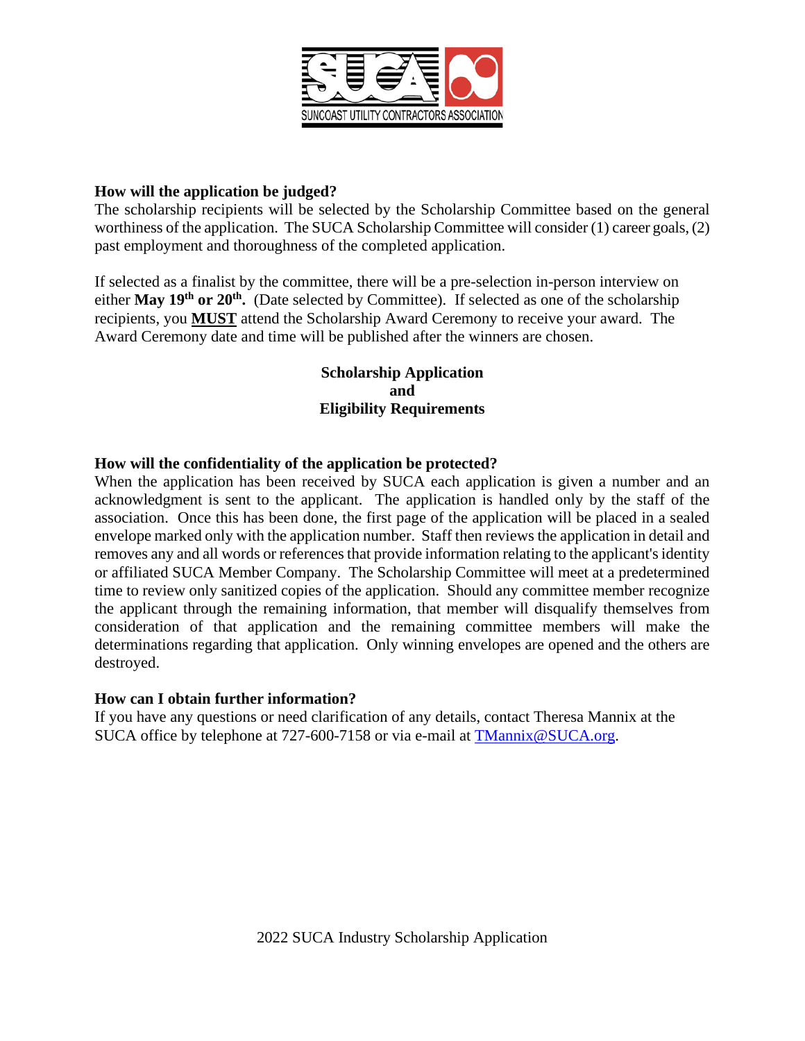**SUNCOAST UTILITY CONTRACTORS ASSOCIATION**

### How will the application be judged?

The scholarship recipients will be selected by the Scholarship Committee based on the general worthiness of the application. The SUCA Scholarship Committee will consider (1) career goals, (2) past employment and thoroughness of the completed application.

If selected as a finalist by the committee, there will be a pre-selection in-person interview on either **May 19th or 20th.** (Date selected by Committee). If selected as one of the scholarship recipients, you **MUST** attend the Scholarship Award Ceremony to receive your award. The Award Ceremony date and time will be published after the winners are chosen.

## Scholarship Application and Eligibility Requirements

### How will the confidentiality of the application be protected?

When the application has been received by SUCA each application is given a number and an acknowledgment is sent to the applicant. The application is handled only by the staff of the association. Once this has been done, the first page of the application will be placed in a sealed envelope marked only with the application number. Staff then reviews the application in detail and removes any and all words or references that provide information relating to the applicant's identity or affiliated SUCA Member Company. The Scholarship Committee will meet at a predetermined time to review only sanitized copies of the application. Should any committee member recognize the applicant through the remaining information, that member will disqualify themselves from consideration of that application and the remaining committee members will make the determinations regarding that application. Only winning envelopes are opened and the others are destroyed.

### How can I obtain further information?

If you have any questions or need clarification of any details, contact Theresa Mannix at the SUCA office by telephone at 727-600-7158 or via e-mail at TMannix@SUCA.org.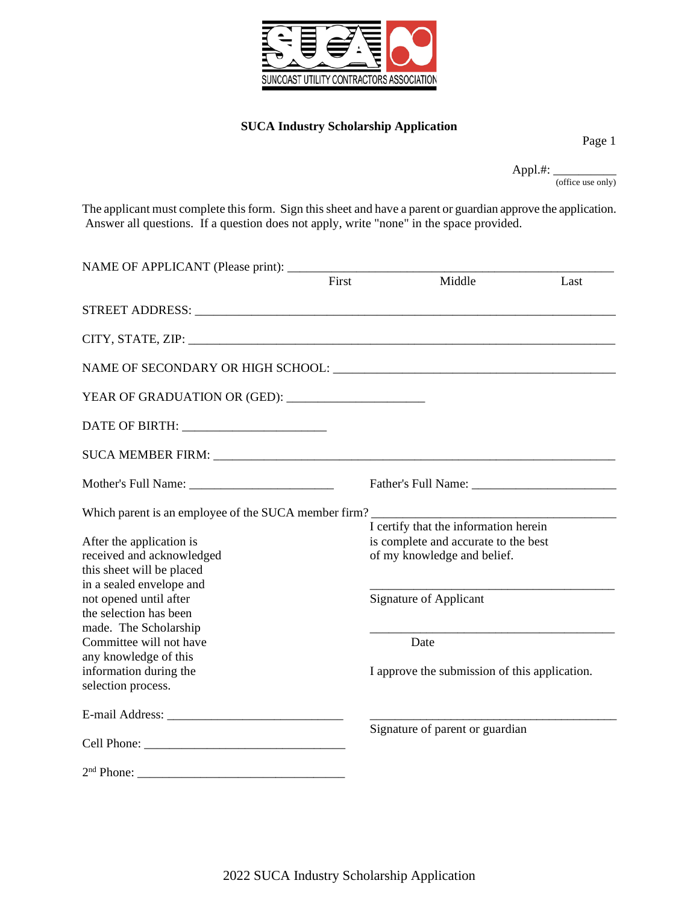SUNCOAST UTILITY CONTRACTORS ASSOCIATION

**SUCA Industry Scholarship Application**

Page 1

Appl.#: __________
(office use only)

The applicant must complete this form. Sign this sheet and have a parent or guardian approve the application. Answer all questions. If a question does not apply, write "none" in the space provided.

NAME OF APPLICANT (Please print): ________________________________________________
First Middle Last

STREET ADDRESS: ________________________________________________________________

CITY, STATE, ZIP: ________________________________________________________________

NAME OF SECONDARY OR HIGH SCHOOL: __________________________________________

YEAR OF GRADUATION OR (GED): ______________________

DATE OF BIRTH: ______________________

SUCA MEMBER FIRM: ______________________________________________________________

Mother's Full Name: ______________________ Father's Full Name: ______________________

Which parent is an employee of the SUCA member firm? ________________________________

After the application is received and acknowledged this sheet will be placed in a sealed envelope and not opened until after the selection has been made. The Scholarship Committee will not have any knowledge of this information during the selection process.

I certify that the information herein is complete and accurate to the best of my knowledge and belief.

______________________________________
Signature of Applicant

______________________________________
Date

I approve the submission of this application.

______________________________________
Signature of parent or guardian

E-mail Address: ___________________________

Cell Phone: ______________________________

2nd Phone: _______________________________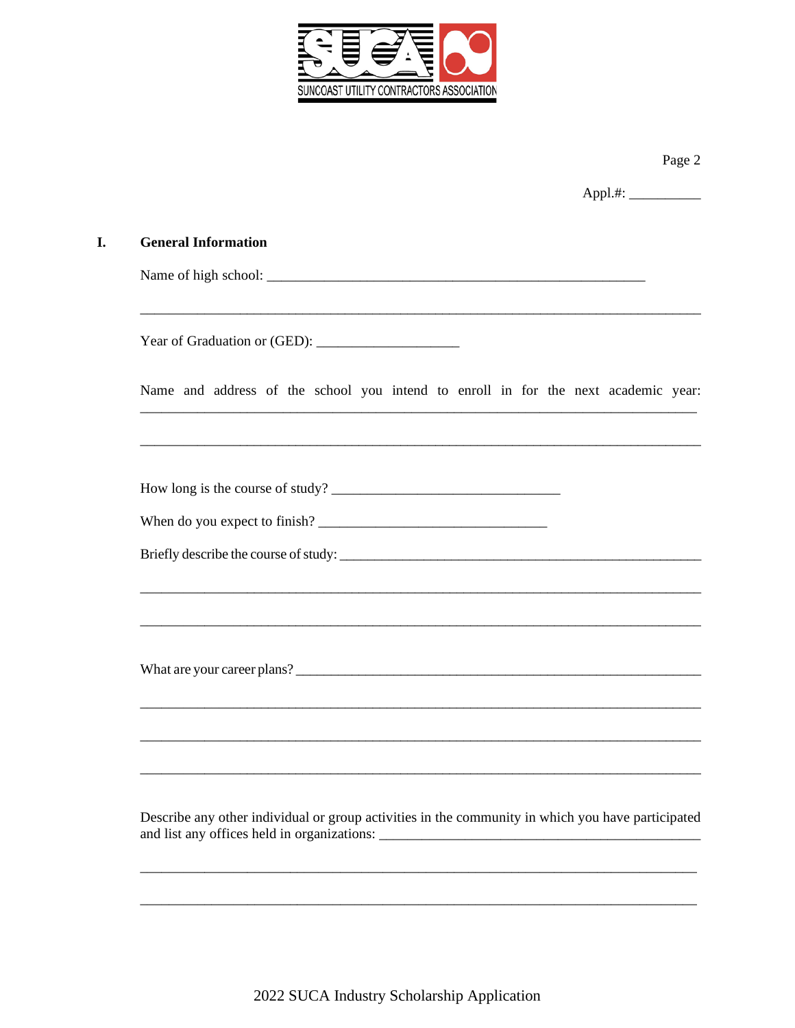SUNCOAST UTILITY CONTRACTORS ASSOCIATION

Page 2

Appl.#: __________

## I. General Information

Name of high school: ______________________________________________________

___________________________________________________________________________

Year of Graduation or (GED): ____________________

Name and address of the school you intend to enroll in for the next academic year: ___________________________________________________________________________

___________________________________________________________________________

How long is the course of study? _______________________________

When do you expect to finish? ________________________________

Briefly describe the course of study: ___________________________________________________

___________________________________________________________________________

___________________________________________________________________________

What are your career plans? _________________________________________________________

___________________________________________________________________________

___________________________________________________________________________

___________________________________________________________________________

Describe any other individual or group activities in the community in which you have participated and list any offices held in organizations: _____________________________________________

___________________________________________________________________________

___________________________________________________________________________

2022 SUCA Industry Scholarship Application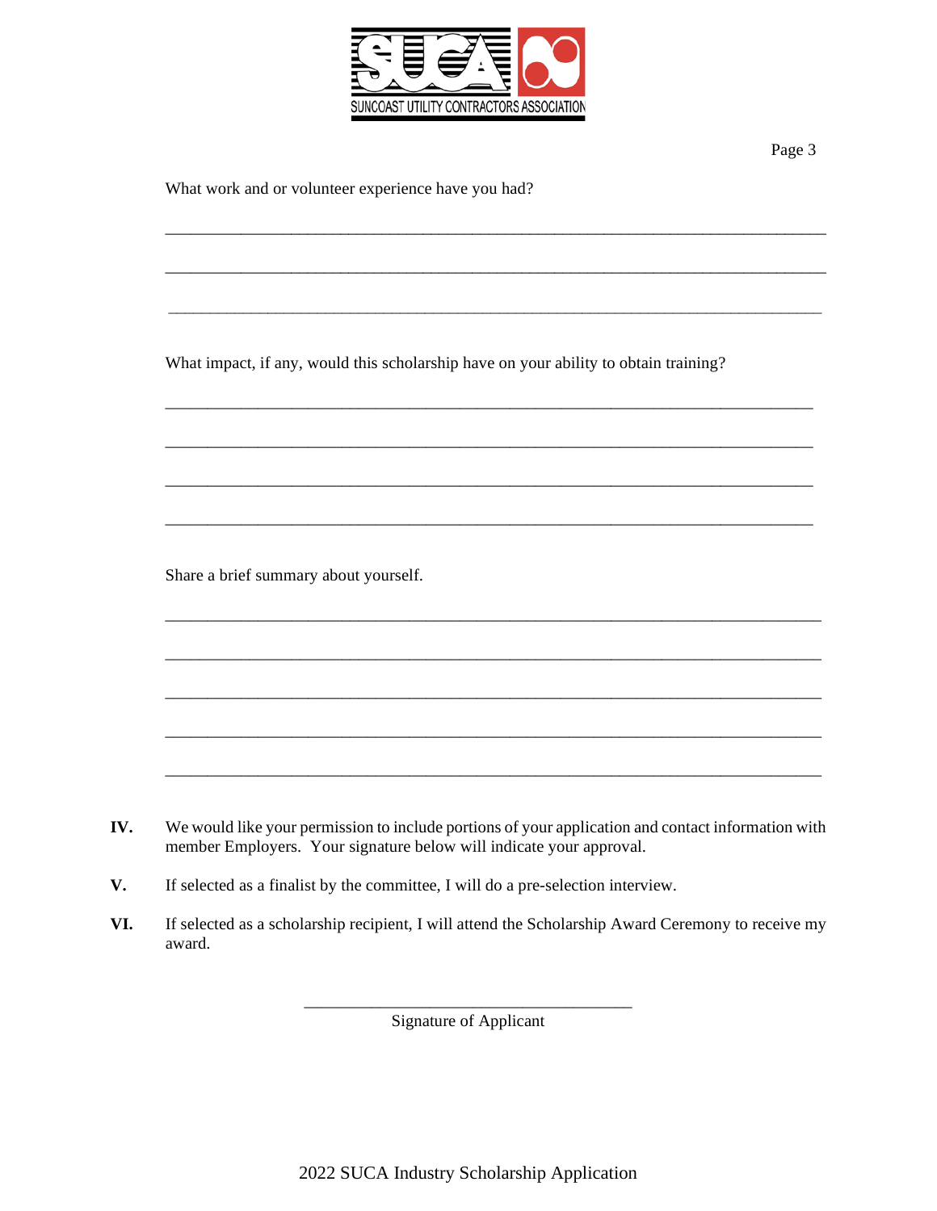What work and or volunteer experience have you had?

\_\_\_\_\_\_\_\_\_\_\_\_\_\_\_\_\_\_\_\_\_\_\_\_\_\_\_\_\_\_\_\_\_\_\_\_\_\_\_\_\_\_\_\_\_\_\_\_\_\_\_\_\_\_\_\_\_\_\_\_\_\_\_\_\_\_\_\_\_\_\_\_\_\_\_\_

\_\_\_\_\_\_\_\_\_\_\_\_\_\_\_\_\_\_\_\_\_\_\_\_\_\_\_\_\_\_\_\_\_\_\_\_\_\_\_\_\_\_\_\_\_\_\_\_\_\_\_\_\_\_\_\_\_\_\_\_\_\_\_\_\_\_\_\_\_\_\_\_\_\_\_\_

\_\_\_\_\_\_\_\_\_\_\_\_\_\_\_\_\_\_\_\_\_\_\_\_\_\_\_\_\_\_\_\_\_\_\_\_\_\_\_\_\_\_\_\_\_\_\_\_\_\_\_\_\_\_\_\_\_\_\_\_\_\_\_\_\_\_\_\_\_\_\_\_\_\_\_\_

What impact, if any, would this scholarship have on your ability to obtain training?

\_\_\_\_\_\_\_\_\_\_\_\_\_\_\_\_\_\_\_\_\_\_\_\_\_\_\_\_\_\_\_\_\_\_\_\_\_\_\_\_\_\_\_\_\_\_\_\_\_\_\_\_\_\_\_\_\_\_\_\_\_\_\_\_\_\_\_\_\_\_\_\_\_\_\_\_

\_\_\_\_\_\_\_\_\_\_\_\_\_\_\_\_\_\_\_\_\_\_\_\_\_\_\_\_\_\_\_\_\_\_\_\_\_\_\_\_\_\_\_\_\_\_\_\_\_\_\_\_\_\_\_\_\_\_\_\_\_\_\_\_\_\_\_\_\_\_\_\_\_\_\_\_

\_\_\_\_\_\_\_\_\_\_\_\_\_\_\_\_\_\_\_\_\_\_\_\_\_\_\_\_\_\_\_\_\_\_\_\_\_\_\_\_\_\_\_\_\_\_\_\_\_\_\_\_\_\_\_\_\_\_\_\_\_\_\_\_\_\_\_\_\_\_\_\_\_\_\_\_

\_\_\_\_\_\_\_\_\_\_\_\_\_\_\_\_\_\_\_\_\_\_\_\_\_\_\_\_\_\_\_\_\_\_\_\_\_\_\_\_\_\_\_\_\_\_\_\_\_\_\_\_\_\_\_\_\_\_\_\_\_\_\_\_\_\_\_\_\_\_\_\_\_\_\_\_

Share a brief summary about yourself.

\_\_\_\_\_\_\_\_\_\_\_\_\_\_\_\_\_\_\_\_\_\_\_\_\_\_\_\_\_\_\_\_\_\_\_\_\_\_\_\_\_\_\_\_\_\_\_\_\_\_\_\_\_\_\_\_\_\_\_\_\_\_\_\_\_\_\_\_\_\_\_\_\_\_\_\_

\_\_\_\_\_\_\_\_\_\_\_\_\_\_\_\_\_\_\_\_\_\_\_\_\_\_\_\_\_\_\_\_\_\_\_\_\_\_\_\_\_\_\_\_\_\_\_\_\_\_\_\_\_\_\_\_\_\_\_\_\_\_\_\_\_\_\_\_\_\_\_\_\_\_\_\_

\_\_\_\_\_\_\_\_\_\_\_\_\_\_\_\_\_\_\_\_\_\_\_\_\_\_\_\_\_\_\_\_\_\_\_\_\_\_\_\_\_\_\_\_\_\_\_\_\_\_\_\_\_\_\_\_\_\_\_\_\_\_\_\_\_\_\_\_\_\_\_\_\_\_\_\_

\_\_\_\_\_\_\_\_\_\_\_\_\_\_\_\_\_\_\_\_\_\_\_\_\_\_\_\_\_\_\_\_\_\_\_\_\_\_\_\_\_\_\_\_\_\_\_\_\_\_\_\_\_\_\_\_\_\_\_\_\_\_\_\_\_\_\_\_\_\_\_\_\_\_\_\_

\_\_\_\_\_\_\_\_\_\_\_\_\_\_\_\_\_\_\_\_\_\_\_\_\_\_\_\_\_\_\_\_\_\_\_\_\_\_\_\_\_\_\_\_\_\_\_\_\_\_\_\_\_\_\_\_\_\_\_\_\_\_\_\_\_\_\_\_\_\_\_\_\_\_\_\_

**IV.** We would like your permission to include portions of your application and contact information with member Employers. Your signature below will indicate your approval.

**V.** If selected as a finalist by the committee, I will do a pre-selection interview.

**VI.** If selected as a scholarship recipient, I will attend the Scholarship Award Ceremony to receive my award.

\_\_\_\_\_\_\_\_\_\_\_\_\_\_\_\_\_\_\_\_\_\_\_\_\_\_\_\_\_\_\_\_\_\_\_\_\_\_\_\_

Signature of Applicant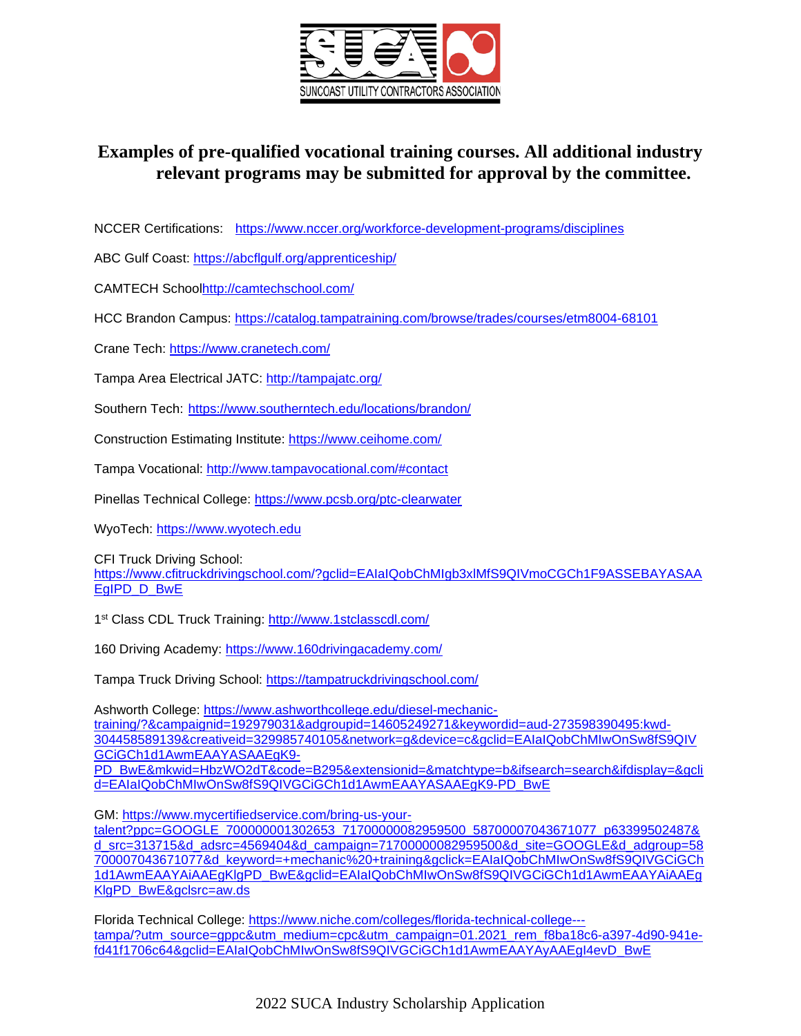SUNCOAST UTILITY CONTRACTORS ASSOCIATION

## Examples of pre-qualified vocational training courses. All additional industry relevant programs may be submitted for approval by the committee.

NCCER Certifications: https://www.nccer.org/workforce-development-programs/disciplines

ABC Gulf Coast: https://abcflgulf.org/apprenticeship/

CAMTECH Schoolhttp://camtechschool.com/

HCC Brandon Campus: https://catalog.tampatraining.com/browse/trades/courses/etm8004-68101

Crane Tech: https://www.cranetech.com/

Tampa Area Electrical JATC: http://tampajatc.org/

Southern Tech: https://www.southerntech.edu/locations/brandon/

Construction Estimating Institute: https://www.ceihome.com/

Tampa Vocational: http://www.tampavocational.com/#contact

Pinellas Technical College: https://www.pcsb.org/ptc-clearwater

WyoTech: https://www.wyotech.edu

CFI Truck Driving School: https://www.cfitruckdrivingschool.com/?gclid=EAIaIQobChMIgb3xlMfS9QIVmoCGCh1F9ASSEBAYASAAEgIPD_D_BwE

1st Class CDL Truck Training: http://www.1stclasscdl.com/

160 Driving Academy: https://www.160drivingacademy.com/

Tampa Truck Driving School: https://tampatruckdrivingschool.com/

Ashworth College: https://www.ashworthcollege.edu/diesel-mechanic-training/?&campaignid=192979031&adgroupid=14605249271&keywordid=aud-273598390495:kwd-304458589139&creativeid=329985740105&network=g&device=c&gclid=EAIaIQobChMIwOnSw8fS9QIVGCiGCh1d1AwmEAAYASAAEgK9-PD_BwE&mkwid=HbzWO2dT&code=B295&extensionid=&matchtype=b&ifsearch=search&ifdisplay=&gclid=EAIaIQobChMIwOnSw8fS9QIVGCiGCh1d1AwmEAAYASAAEgK9-PD_BwE

GM: https://www.mycertifiedservice.com/bring-us-your-talent?ppc=GOOGLE_700000001302653_71700000082959500_58700007043671077_p63399502487&d_src=313715&d_adsrc=4569404&d_campaign=71700000082959500&d_site=GOOGLE&d_adgroup=58700007043671077&d_keyword=+mechanic%20+training&gclick=EAIaIQobChMIwOnSw8fS9QIVGCiGCh1d1AwmEAAYAiAAEgKlgPD_BwE&gclid=EAIaIQobChMIwOnSw8fS9QIVGCiGCh1d1AwmEAAYAiAAEgKlgPD_BwE&gclsrc=aw.ds

Florida Technical College: https://www.niche.com/colleges/florida-technical-college---tampa/?utm_source=gppc&utm_medium=cpc&utm_campaign=01.2021_rem_f8ba18c6-a397-4d90-941e-fd41f1706c64&gclid=EAIaIQobChMIwOnSw8fS9QIVGCiGCh1d1AwmEAAYAyAAEgI4evD_BwE

2022 SUCA Industry Scholarship Application